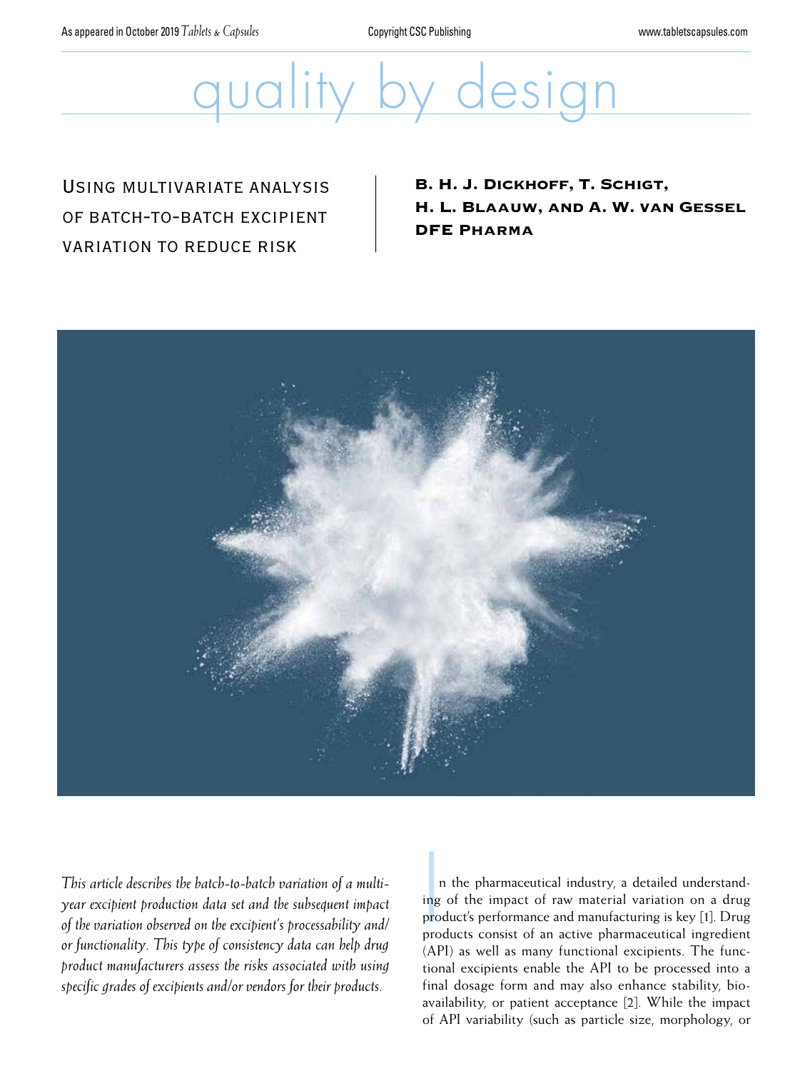# quality by design

## Using multivariate analysis of batch-to-batch excipient variation to reduce risk

**B. H. J. Dickhoff, T. Schigt, H. L. Blaauw, and A. W. van Gessel**
**DFE Pharma**

*This article describes the batch-to-batch variation of a multi-year excipient production data set and the subsequent impact of the variation observed on the excipient's processability and/or functionality. This type of consistency data can help drug product manufacturers assess the risks associated with using specific grades of excipients and/or vendors for their products.*

In the pharmaceutical industry, a detailed understanding of the impact of raw material variation on a drug product's performance and manufacturing is key [1]. Drug products consist of an active pharmaceutical ingredient (API) as well as many functional excipients. The functional excipients enable the API to be processed into a final dosage form and may also enhance stability, bioavailability, or patient acceptance [2]. While the impact of API variability (such as particle size, morphology, or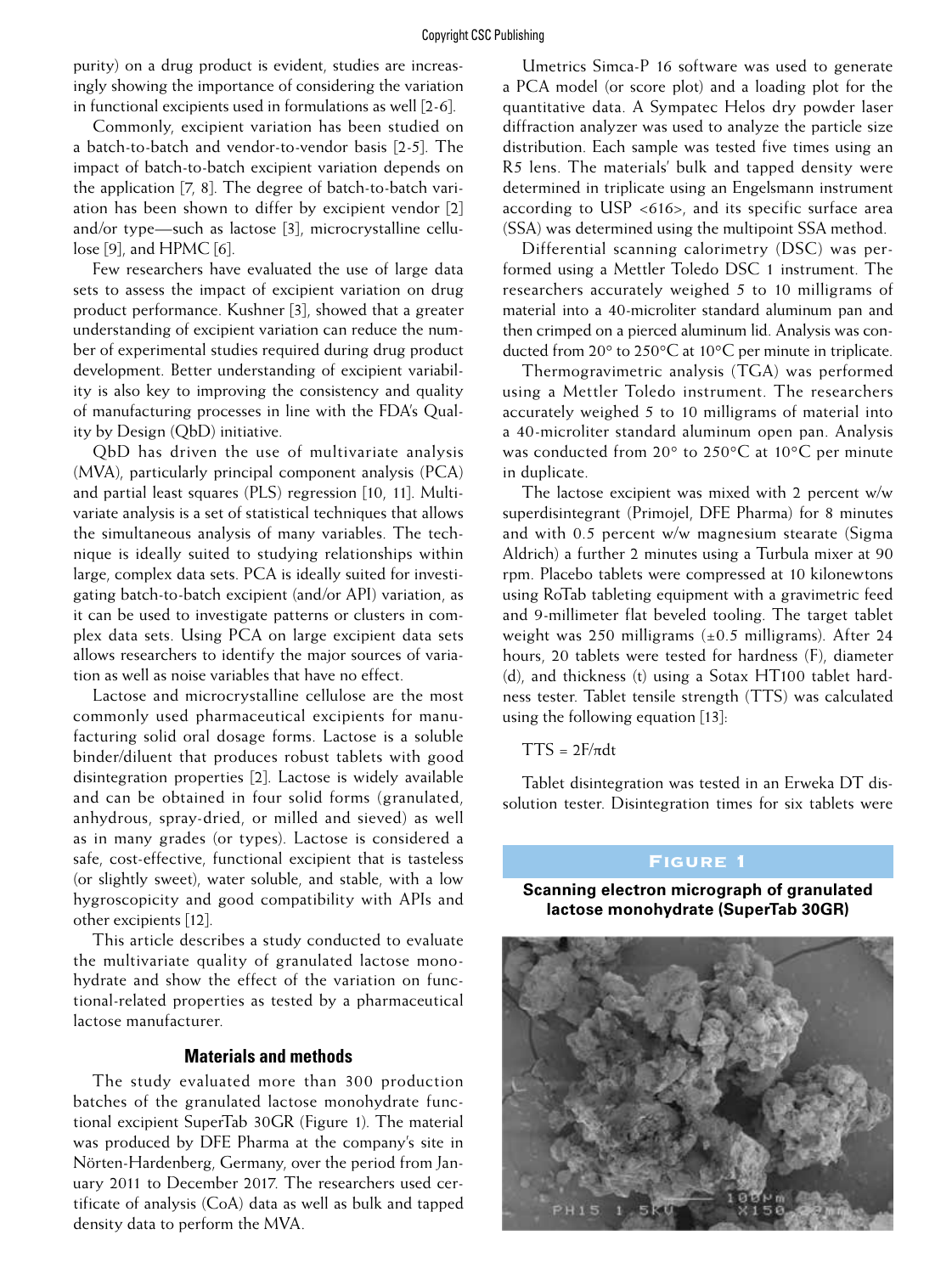purity) on a drug product is evident, studies are increasingly showing the importance of considering the variation in functional excipients used in formulations as well [2-6].

Commonly, excipient variation has been studied on a batch-to-batch and vendor-to-vendor basis [2-5]. The impact of batch-to-batch excipient variation depends on the application [7, 8]. The degree of batch-to-batch variation has been shown to differ by excipient vendor [2] and/or type—such as lactose [3], microcrystalline cellulose [9], and HPMC [6].

Few researchers have evaluated the use of large data sets to assess the impact of excipient variation on drug product performance. Kushner [3], showed that a greater understanding of excipient variation can reduce the number of experimental studies required during drug product development. Better understanding of excipient variability is also key to improving the consistency and quality of manufacturing processes in line with the FDA's Quality by Design (QbD) initiative.

QbD has driven the use of multivariate analysis (MVA), particularly principal component analysis (PCA) and partial least squares (PLS) regression [10, 11]. Multivariate analysis is a set of statistical techniques that allows the simultaneous analysis of many variables. The technique is ideally suited to studying relationships within large, complex data sets. PCA is ideally suited for investigating batch-to-batch excipient (and/or API) variation, as it can be used to investigate patterns or clusters in complex data sets. Using PCA on large excipient data sets allows researchers to identify the major sources of variation as well as noise variables that have no effect.

Lactose and microcrystalline cellulose are the most commonly used pharmaceutical excipients for manufacturing solid oral dosage forms. Lactose is a soluble binder/diluent that produces robust tablets with good disintegration properties [2]. Lactose is widely available and can be obtained in four solid forms (granulated, anhydrous, spray-dried, or milled and sieved) as well as in many grades (or types). Lactose is considered a safe, cost-effective, functional excipient that is tasteless (or slightly sweet), water soluble, and stable, with a low hygroscopicity and good compatibility with APIs and other excipients [12].

This article describes a study conducted to evaluate the multivariate quality of granulated lactose monohydrate and show the effect of the variation on functional-related properties as tested by a pharmaceutical lactose manufacturer.

## Materials and methods

The study evaluated more than 300 production batches of the granulated lactose monohydrate functional excipient SuperTab 30GR (Figure 1). The material was produced by DFE Pharma at the company's site in Nörten-Hardenberg, Germany, over the period from January 2011 to December 2017. The researchers used certificate of analysis (CoA) data as well as bulk and tapped density data to perform the MVA.

Umetrics Simca-P 16 software was used to generate a PCA model (or score plot) and a loading plot for the quantitative data. A Sympatec Helos dry powder laser diffraction analyzer was used to analyze the particle size distribution. Each sample was tested five times using an R5 lens. The materials' bulk and tapped density were determined in triplicate using an Engelsmann instrument according to USP <616>, and its specific surface area (SSA) was determined using the multipoint SSA method.

Differential scanning calorimetry (DSC) was performed using a Mettler Toledo DSC 1 instrument. The researchers accurately weighed 5 to 10 milligrams of material into a 40-microliter standard aluminum pan and then crimped on a pierced aluminum lid. Analysis was conducted from 20° to 250°C at 10°C per minute in triplicate.

Thermogravimetric analysis (TGA) was performed using a Mettler Toledo instrument. The researchers accurately weighed 5 to 10 milligrams of material into a 40-microliter standard aluminum open pan. Analysis was conducted from 20° to 250°C at 10°C per minute in duplicate.

The lactose excipient was mixed with 2 percent w/w superdisintegrant (Primojel, DFE Pharma) for 8 minutes and with 0.5 percent w/w magnesium stearate (Sigma Aldrich) a further 2 minutes using a Turbula mixer at 90 rpm. Placebo tablets were compressed at 10 kilonewtons using RoTab tableting equipment with a gravimetric feed and 9-millimeter flat beveled tooling. The target tablet weight was 250 milligrams (±0.5 milligrams). After 24 hours, 20 tablets were tested for hardness (F), diameter (d), and thickness (t) using a Sotax HT100 tablet hardness tester. Tablet tensile strength (TTS) was calculated using the following equation [13]:

$$TTS = 2F/\pi dt$$

Tablet disintegration was tested in an Erweka DT dissolution tester. Disintegration times for six tablets were

**Figure 1**

**Scanning electron micrograph of granulated lactose monohydrate (SuperTab 30GR)**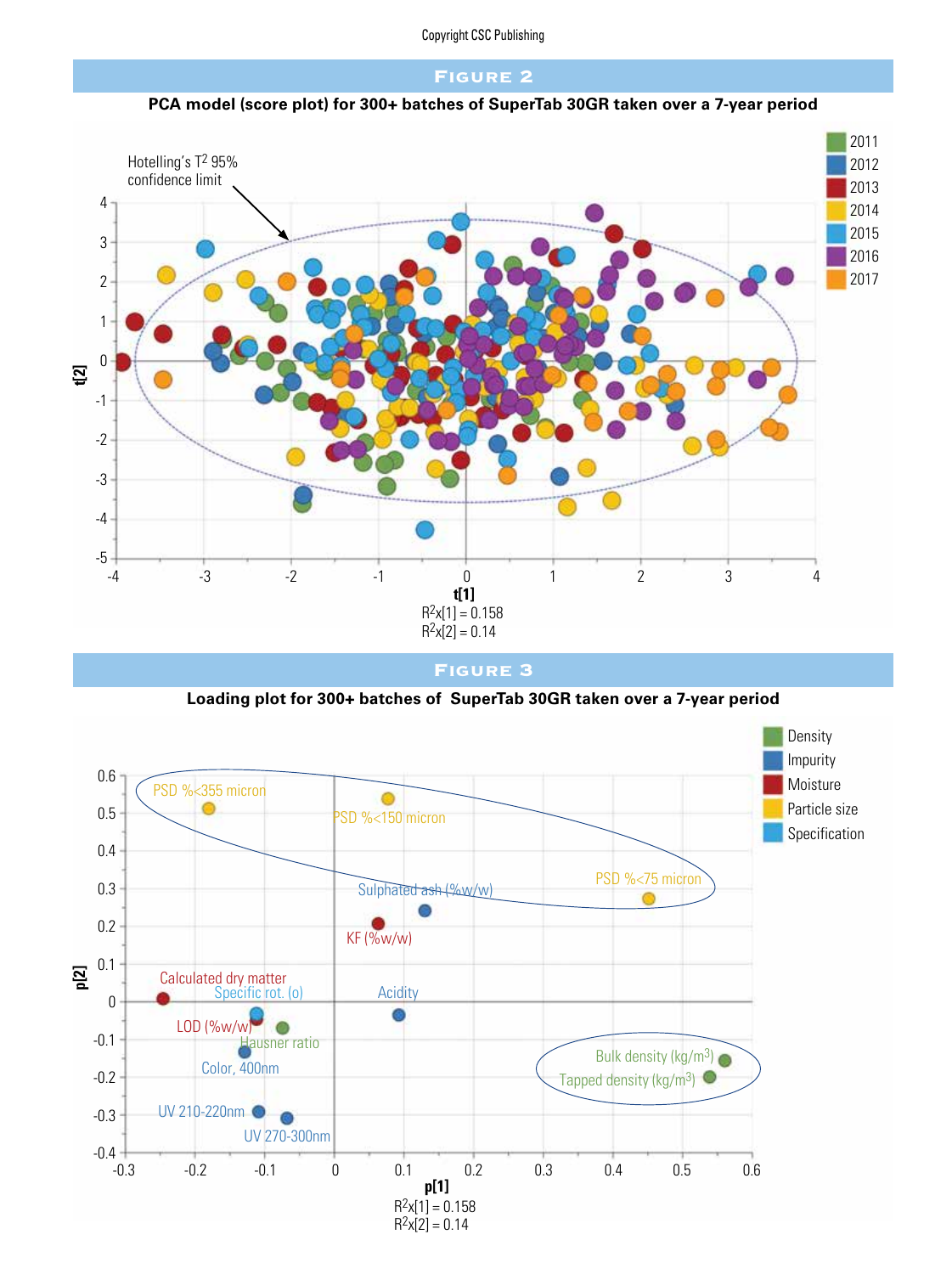## FIGURE 2

**PCA model (score plot) for 300+ batches of SuperTab 30GR taken over a 7-year period**

Hotelling's $T^2$ 95% confidence limit

Legend: 2011, 2012, 2013, 2014, 2015, 2016, 2017

t[1]

t[2]

$R^2x[1] = 0.158$

$R^2x[2] = 0.14$

## FIGURE 3

**Loading plot for 300+ batches of SuperTab 30GR taken over a 7-year period**

Legend: Density, Impurity, Moisture, Particle size, Specification

Labels: PSD %<355 micron, PSD %<150 micron, PSD %<75 micron, Sulphated ash (%w/w), KF (%w/w), Calculated dry matter, Specific rot. (o), Acidity, LOD (%w/w), Hausner ratio, Color, 400nm, UV 210-220nm, UV 270-300nm, Bulk density (kg/m$^3$), Tapped density (kg/m$^3$)

p[1]

p[2]

$R^2x[1] = 0.158$

$R^2x[2] = 0.14$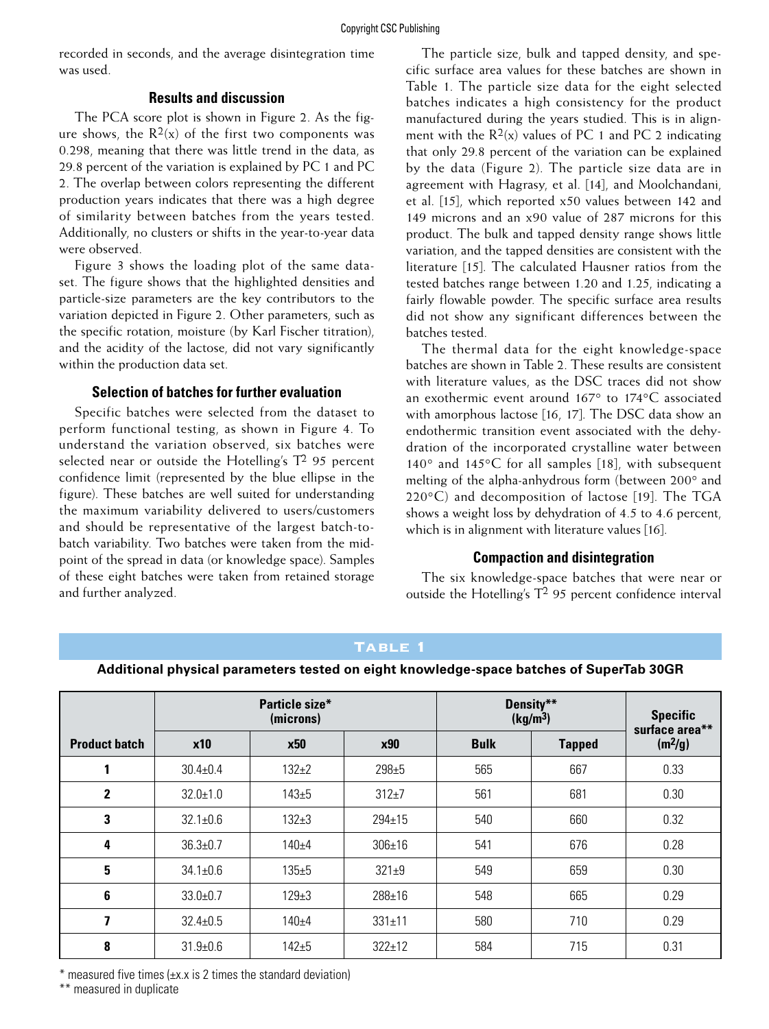recorded in seconds, and the average disintegration time was used.

### Results and discussion

The PCA score plot is shown in Figure 2. As the figure shows, the $R^2(x)$ of the first two components was 0.298, meaning that there was little trend in the data, as 29.8 percent of the variation is explained by PC 1 and PC 2. The overlap between colors representing the different production years indicates that there was a high degree of similarity between batches from the years tested. Additionally, no clusters or shifts in the year-to-year data were observed.

Figure 3 shows the loading plot of the same dataset. The figure shows that the highlighted densities and particle-size parameters are the key contributors to the variation depicted in Figure 2. Other parameters, such as the specific rotation, moisture (by Karl Fischer titration), and the acidity of the lactose, did not vary significantly within the production data set.

### Selection of batches for further evaluation

Specific batches were selected from the dataset to perform functional testing, as shown in Figure 4. To understand the variation observed, six batches were selected near or outside the Hotelling's $T^2$ 95 percent confidence limit (represented by the blue ellipse in the figure). These batches are well suited for understanding the maximum variability delivered to users/customers and should be representative of the largest batch-to-batch variability. Two batches were taken from the midpoint of the spread in data (or knowledge space). Samples of these eight batches were taken from retained storage and further analyzed.

The particle size, bulk and tapped density, and specific surface area values for these batches are shown in Table 1. The particle size data for the eight selected batches indicates a high consistency for the product manufactured during the years studied. This is in alignment with the $R^2(x)$ values of PC 1 and PC 2 indicating that only 29.8 percent of the variation can be explained by the data (Figure 2). The particle size data are in agreement with Hagrasy, et al. [14], and Moolchandani, et al. [15], which reported x50 values between 142 and 149 microns and an x90 value of 287 microns for this product. The bulk and tapped density range shows little variation, and the tapped densities are consistent with the literature [15]. The calculated Hausner ratios from the tested batches range between 1.20 and 1.25, indicating a fairly flowable powder. The specific surface area results did not show any significant differences between the batches tested.

The thermal data for the eight knowledge-space batches are shown in Table 2. These results are consistent with literature values, as the DSC traces did not show an exothermic event around 167° to 174°C associated with amorphous lactose [16, 17]. The DSC data show an endothermic transition event associated with the dehydration of the incorporated crystalline water between 140° and 145°C for all samples [18], with subsequent melting of the alpha-anhydrous form (between 200° and 220°C) and decomposition of lactose [19]. The TGA shows a weight loss by dehydration of 4.5 to 4.6 percent, which is in alignment with literature values [16].

### Compaction and disintegration

The six knowledge-space batches that were near or outside the Hotelling's $T^2$ 95 percent confidence interval

**Table 1**

**Additional physical parameters tested on eight knowledge-space batches of SuperTab 30GR**

| | Particle size* (microns) | | | Density** (kg/m$^3$) | | Specific surface area** |
|---|---|---|---|---|---|---|
| **Product batch** | **x10** | **x50** | **x90** | **Bulk** | **Tapped** | **(m$^2$/g)** |
| **1** | 30.4±0.4 | 132±2 | 298±5 | 565 | 667 | 0.33 |
| **2** | 32.0±1.0 | 143±5 | 312±7 | 561 | 681 | 0.30 |
| **3** | 32.1±0.6 | 132±3 | 294±15 | 540 | 660 | 0.32 |
| **4** | 36.3±0.7 | 140±4 | 306±16 | 541 | 676 | 0.28 |
| **5** | 34.1±0.6 | 135±5 | 321±9 | 549 | 659 | 0.30 |
| **6** | 33.0±0.7 | 129±3 | 288±16 | 548 | 665 | 0.29 |
| **7** | 32.4±0.5 | 140±4 | 331±11 | 580 | 710 | 0.29 |
| **8** | 31.9±0.6 | 142±5 | 322±12 | 584 | 715 | 0.31 |

\* measured five times (±x.x is 2 times the standard deviation)

\*\* measured in duplicate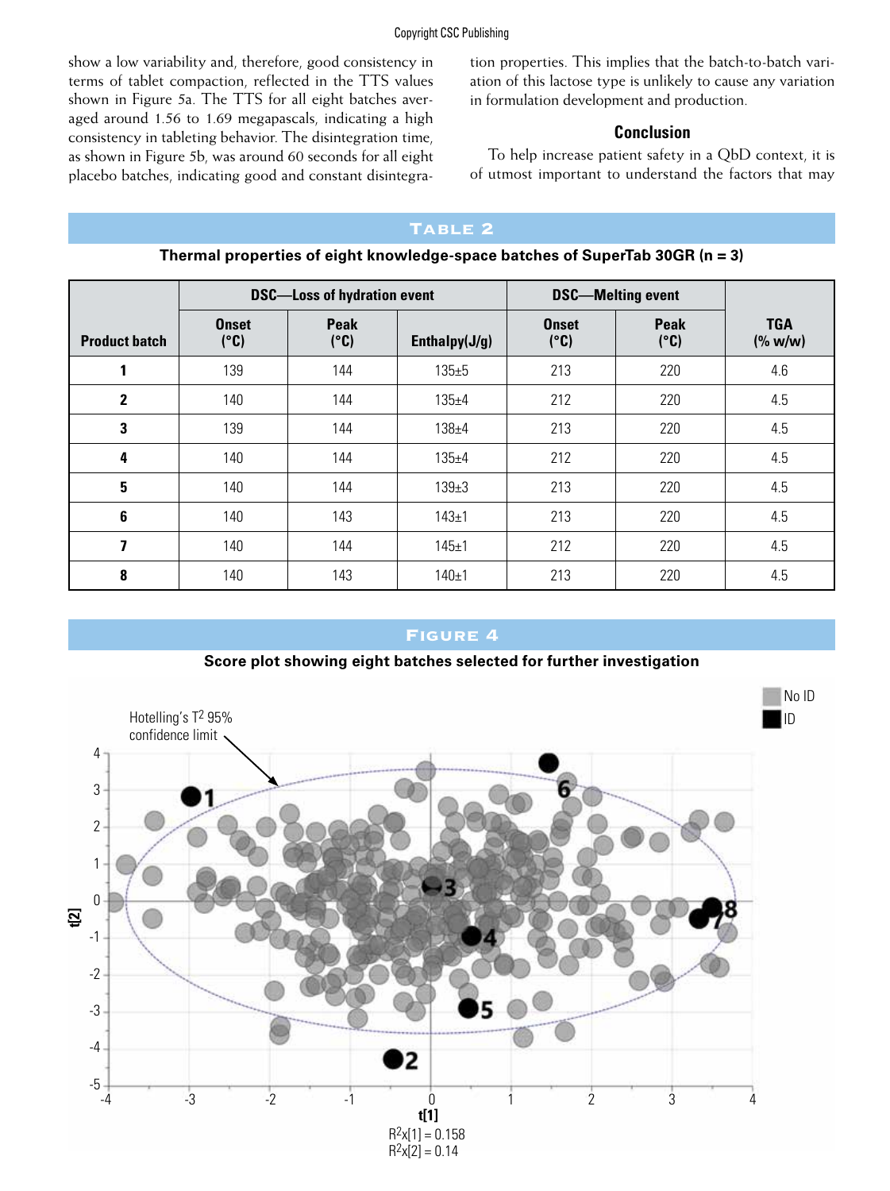show a low variability and, therefore, good consistency in terms of tablet compaction, reflected in the TTS values shown in Figure 5a. The TTS for all eight batches averaged around 1.56 to 1.69 megapascals, indicating a high consistency in tableting behavior. The disintegration time, as shown in Figure 5b, was around 60 seconds for all eight placebo batches, indicating good and constant disintegration properties. This implies that the batch-to-batch variation of this lactose type is unlikely to cause any variation in formulation development and production.

## Conclusion

To help increase patient safety in a QbD context, it is of utmost important to understand the factors that may

**Table 2**

**Thermal properties of eight knowledge-space batches of SuperTab 30GR (n = 3)**

| Product batch | DSC—Loss of hydration event | | | DSC—Melting event | | TGA (% w/w) |
|---|---|---|---|---|---|---|
| | Onset (°C) | Peak (°C) | Enthalpy(J/g) | Onset (°C) | Peak (°C) | |
| 1 | 139 | 144 | 135±5 | 213 | 220 | 4.6 |
| 2 | 140 | 144 | 135±4 | 212 | 220 | 4.5 |
| 3 | 139 | 144 | 138±4 | 213 | 220 | 4.5 |
| 4 | 140 | 144 | 135±4 | 212 | 220 | 4.5 |
| 5 | 140 | 144 | 139±3 | 213 | 220 | 4.5 |
| 6 | 140 | 143 | 143±1 | 213 | 220 | 4.5 |
| 7 | 140 | 144 | 145±1 | 212 | 220 | 4.5 |
| 8 | 140 | 143 | 140±1 | 213 | 220 | 4.5 |

**Figure 4**

**Score plot showing eight batches selected for further investigation**

Hotelling's $T^2$ 95% confidence limit

No ID
ID

$R^2x[1] = 0.158$
$R^2x[2] = 0.14$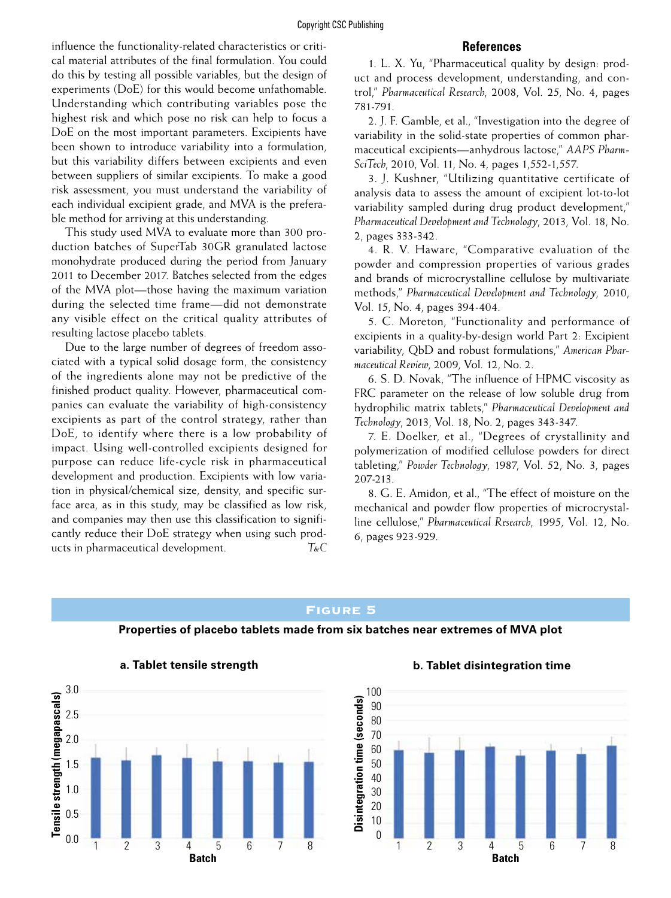influence the functionality-related characteristics or critical material attributes of the final formulation. You could do this by testing all possible variables, but the design of experiments (DoE) for this would become unfathomable. Understanding which contributing variables pose the highest risk and which pose no risk can help to focus a DoE on the most important parameters. Excipients have been shown to introduce variability into a formulation, but this variability differs between excipients and even between suppliers of similar excipients. To make a good risk assessment, you must understand the variability of each individual excipient grade, and MVA is the preferable method for arriving at this understanding.

This study used MVA to evaluate more than 300 production batches of SuperTab 30GR granulated lactose monohydrate produced during the period from January 2011 to December 2017. Batches selected from the edges of the MVA plot—those having the maximum variation during the selected time frame—did not demonstrate any visible effect on the critical quality attributes of resulting lactose placebo tablets.

Due to the large number of degrees of freedom associated with a typical solid dosage form, the consistency of the ingredients alone may not be predictive of the finished product quality. However, pharmaceutical companies can evaluate the variability of high-consistency excipients as part of the control strategy, rather than DoE, to identify where there is a low probability of impact. Using well-controlled excipients designed for purpose can reduce life-cycle risk in pharmaceutical development and production. Excipients with low variation in physical/chemical size, density, and specific surface area, as in this study, may be classified as low risk, and companies may then use this classification to significantly reduce their DoE strategy when using such products in pharmaceutical development. *T&C*

## References

1. L. X. Yu, "Pharmaceutical quality by design: product and process development, understanding, and control," *Pharmaceutical Research*, 2008, Vol. 25, No. 4, pages 781-791.

2. J. F. Gamble, et al., "Investigation into the degree of variability in the solid-state properties of common pharmaceutical excipients—anhydrous lactose," *AAPS PharmSciTech*, 2010, Vol. 11, No. 4, pages 1,552-1,557.

3. J. Kushner, "Utilizing quantitative certificate of analysis data to assess the amount of excipient lot-to-lot variability sampled during drug product development," *Pharmaceutical Development and Technology*, 2013, Vol. 18, No. 2, pages 333-342.

4. R. V. Haware, "Comparative evaluation of the powder and compression properties of various grades and brands of microcrystalline cellulose by multivariate methods," *Pharmaceutical Development and Technology*, 2010, Vol. 15, No. 4, pages 394-404.

5. C. Moreton, "Functionality and performance of excipients in a quality-by-design world Part 2: Excipient variability, QbD and robust formulations," *American Pharmaceutical Review*, 2009, Vol. 12, No. 2.

6. S. D. Novak, "The influence of HPMC viscosity as FRC parameter on the release of low soluble drug from hydrophilic matrix tablets," *Pharmaceutical Development and Technology*, 2013, Vol. 18, No. 2, pages 343-347.

7. E. Doelker, et al., "Degrees of crystallinity and polymerization of modified cellulose powders for direct tableting," *Powder Technology*, 1987, Vol. 52, No. 3, pages 207-213.

8. G. E. Amidon, et al., "The effect of moisture on the mechanical and powder flow properties of microcrystalline cellulose," *Pharmaceutical Research*, 1995, Vol. 12, No. 6, pages 923-929.

**Figure 5**

**Properties of placebo tablets made from six batches near extremes of MVA plot**

**a. Tablet tensile strength** — Tensile strength (megapascals) vs. Batch (1–8)

**b. Tablet disintegration time** — Disintegration time (seconds) vs. Batch (1–8)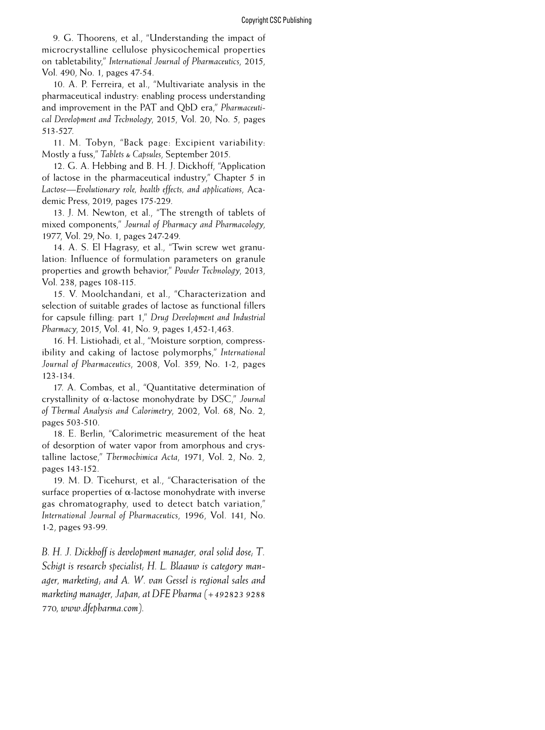9. G. Thoorens, et al., "Understanding the impact of microcrystalline cellulose physicochemical properties on tabletability," *International Journal of Pharmaceutics*, 2015, Vol. 490, No. 1, pages 47-54.

10. A. P. Ferreira, et al., "Multivariate analysis in the pharmaceutical industry: enabling process understanding and improvement in the PAT and QbD era," *Pharmaceutical Development and Technology*, 2015, Vol. 20, No. 5, pages 513-527.

11. M. Tobyn, "Back page: Excipient variability: Mostly a fuss," *Tablets & Capsules*, September 2015.

12. G. A. Hebbing and B. H. J. Dickhoff, "Application of lactose in the pharmaceutical industry," Chapter 5 in *Lactose—Evolutionary role, health effects, and applications*, Academic Press, 2019, pages 175-229.

13. J. M. Newton, et al., "The strength of tablets of mixed components," *Journal of Pharmacy and Pharmacology*, 1977, Vol. 29, No. 1, pages 247-249.

14. A. S. El Hagrasy, et al., "Twin screw wet granulation: Influence of formulation parameters on granule properties and growth behavior," *Powder Technology*, 2013, Vol. 238, pages 108-115.

15. V. Moolchandani, et al., "Characterization and selection of suitable grades of lactose as functional fillers for capsule filling: part 1," *Drug Development and Industrial Pharmacy*, 2015, Vol. 41, No. 9, pages 1,452-1,463.

16. H. Listiohadi, et al., "Moisture sorption, compressibility and caking of lactose polymorphs," *International Journal of Pharmaceutics*, 2008, Vol. 359, No. 1-2, pages 123-134.

17. A. Combas, et al., "Quantitative determination of crystallinity of α-lactose monohydrate by DSC," *Journal of Thermal Analysis and Calorimetry*, 2002, Vol. 68, No. 2, pages 503-510.

18. E. Berlin, "Calorimetric measurement of the heat of desorption of water vapor from amorphous and crystalline lactose," *Thermochimica Acta*, 1971, Vol. 2, No. 2, pages 143-152.

19. M. D. Ticehurst, et al., "Characterisation of the surface properties of α-lactose monohydrate with inverse gas chromatography, used to detect batch variation," *International Journal of Pharmaceutics*, 1996, Vol. 141, No. 1-2, pages 93-99.

*B. H. J. Dickhoff is development manager, oral solid dose; T. Schigt is research specialist; H. L. Blaauw is category manager, marketing; and A. W. van Gessel is regional sales and marketing manager, Japan, at DFE Pharma (+492823 9288 770, www.dfepharma.com).*